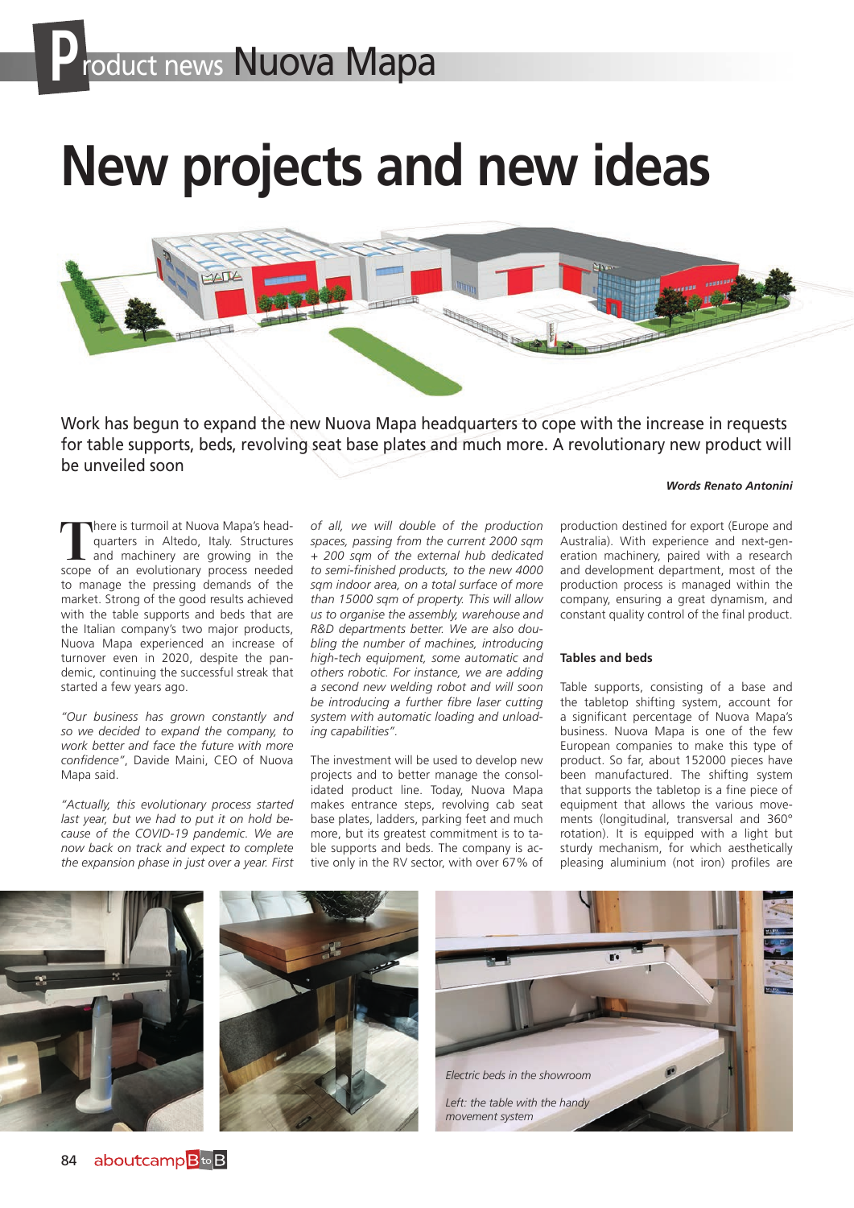# New projects and new ideas

Work has begun to expand the new Nuova Mapa headquarters to cope with the increase in requests for table supports, beds, revolving seat base plates and much more. A revolutionary new product will be unveiled soon

***Words Renato Antonini***

There is turmoil at Nuova Mapa's headquarters in Altedo, Italy. Structures and machinery are growing in the scope of an evolutionary process needed to manage the pressing demands of the market. Strong of the good results achieved with the table supports and beds that are the Italian company's two major products, Nuova Mapa experienced an increase of turnover even in 2020, despite the pandemic, continuing the successful streak that started a few years ago.

*"Our business has grown constantly and so we decided to expand the company, to work better and face the future with more confidence"*, Davide Maini, CEO of Nuova Mapa said.

*"Actually, this evolutionary process started last year, but we had to put it on hold because of the COVID-19 pandemic. We are now back on track and expect to complete the expansion phase in just over a year. First of all, we will double of the production spaces, passing from the current 2000 sqm + 200 sqm of the external hub dedicated to semi-finished products, to the new 4000 sqm indoor area, on a total surface of more than 15000 sqm of property. This will allow us to organise the assembly, warehouse and R&D departments better. We are also doubling the number of machines, introducing high-tech equipment, some automatic and others robotic. For instance, we are adding a second new welding robot and will soon be introducing a further fibre laser cutting system with automatic loading and unloading capabilities".*

The investment will be used to develop new projects and to better manage the consolidated product line. Today, Nuova Mapa makes entrance steps, revolving cab seat base plates, ladders, parking feet and much more, but its greatest commitment is to table supports and beds. The company is active only in the RV sector, with over 67% of production destined for export (Europe and Australia). With experience and next-generation machinery, paired with a research and development department, most of the production process is managed within the company, ensuring a great dynamism, and constant quality control of the final product.

### Tables and beds

Table supports, consisting of a base and the tabletop shifting system, account for a significant percentage of Nuova Mapa's business. Nuova Mapa is one of the few European companies to make this type of product. So far, about 152000 pieces have been manufactured. The shifting system that supports the tabletop is a fine piece of equipment that allows the various movements (longitudinal, transversal and 360° rotation). It is equipped with a light but sturdy mechanism, for which aesthetically pleasing aluminium (not iron) profiles are

*Electric beds in the showroom*

*Left: the table with the handy movement system*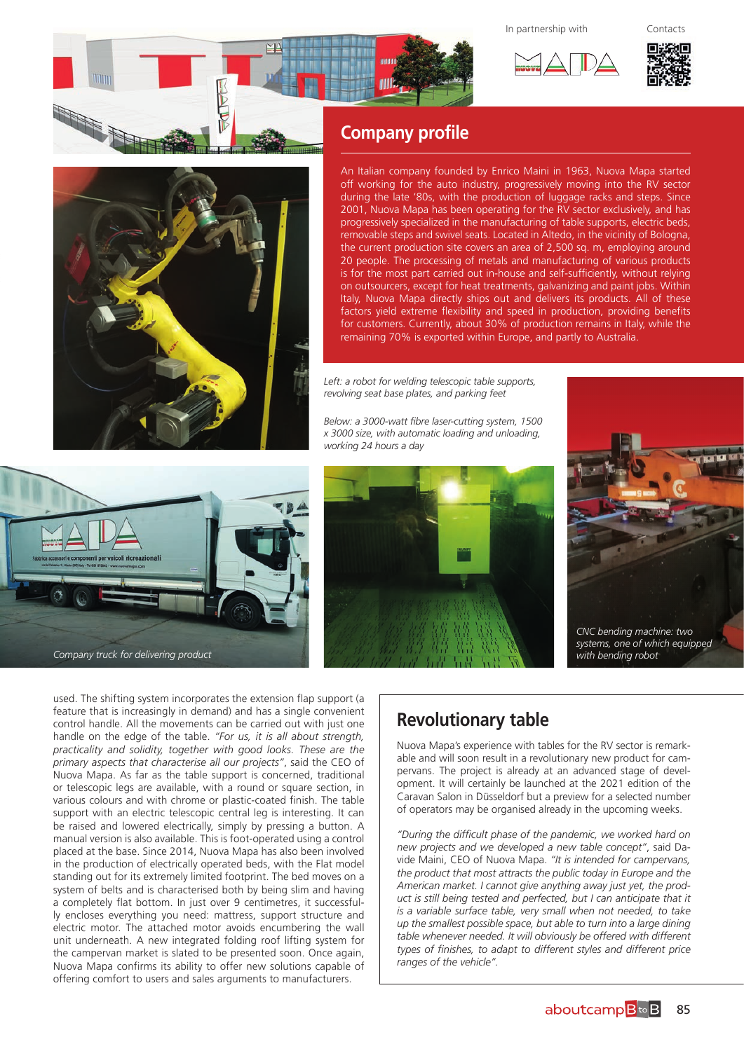In partnership with

Contacts

## Company profile

An Italian company founded by Enrico Maini in 1963, Nuova Mapa started off working for the auto industry, progressively moving into the RV sector during the late '80s, with the production of luggage racks and steps. Since 2001, Nuova Mapa has been operating for the RV sector exclusively, and has progressively specialized in the manufacturing of table supports, electric beds, removable steps and swivel seats. Located in Altedo, in the vicinity of Bologna, the current production site covers an area of 2,500 sq. m, employing around 20 people. The processing of metals and manufacturing of various products is for the most part carried out in-house and self-sufficiently, without relying on outsourcers, except for heat treatments, galvanizing and paint jobs. Within Italy, Nuova Mapa directly ships out and delivers its products. All of these factors yield extreme flexibility and speed in production, providing benefits for customers. Currently, about 30% of production remains in Italy, while the remaining 70% is exported within Europe, and partly to Australia.

*Left: a robot for welding telescopic table supports, revolving seat base plates, and parking feet*

*Below: a 3000-watt fibre laser-cutting system, 1500 x 3000 size, with automatic loading and unloading, working 24 hours a day*

*Company truck for delivering product*

*CNC bending machine: two systems, one of which equipped with bending robot*

used. The shifting system incorporates the extension flap support (a feature that is increasingly in demand) and has a single convenient control handle. All the movements can be carried out with just one handle on the edge of the table. *"For us, it is all about strength, practicality and solidity, together with good looks. These are the primary aspects that characterise all our projects"*, said the CEO of Nuova Mapa. As far as the table support is concerned, traditional or telescopic legs are available, with a round or square section, in various colours and with chrome or plastic-coated finish. The table support with an electric telescopic central leg is interesting. It can be raised and lowered electrically, simply by pressing a button. A manual version is also available. This is foot-operated using a control placed at the base. Since 2014, Nuova Mapa has also been involved in the production of electrically operated beds, with the Flat model standing out for its extremely limited footprint. The bed moves on a system of belts and is characterised both by being slim and having a completely flat bottom. In just over 9 centimetres, it successfully encloses everything you need: mattress, support structure and electric motor. The attached motor avoids encumbering the wall unit underneath. A new integrated folding roof lifting system for the campervan market is slated to be presented soon. Once again, Nuova Mapa confirms its ability to offer new solutions capable of offering comfort to users and sales arguments to manufacturers.

## Revolutionary table

Nuova Mapa's experience with tables for the RV sector is remarkable and will soon result in a revolutionary new product for campervans. The project is already at an advanced stage of development. It will certainly be launched at the 2021 edition of the Caravan Salon in Düsseldorf but a preview for a selected number of operators may be organised already in the upcoming weeks.

*"During the difficult phase of the pandemic, we worked hard on new projects and we developed a new table concept"*, said Davide Maini, CEO of Nuova Mapa. *"It is intended for campervans, the product that most attracts the public today in Europe and the American market. I cannot give anything away just yet, the product is still being tested and perfected, but I can anticipate that it is a variable surface table, very small when not needed, to take up the smallest possible space, but able to turn into a large dining table whenever needed. It will obviously be offered with different types of finishes, to adapt to different styles and different price ranges of the vehicle"*.